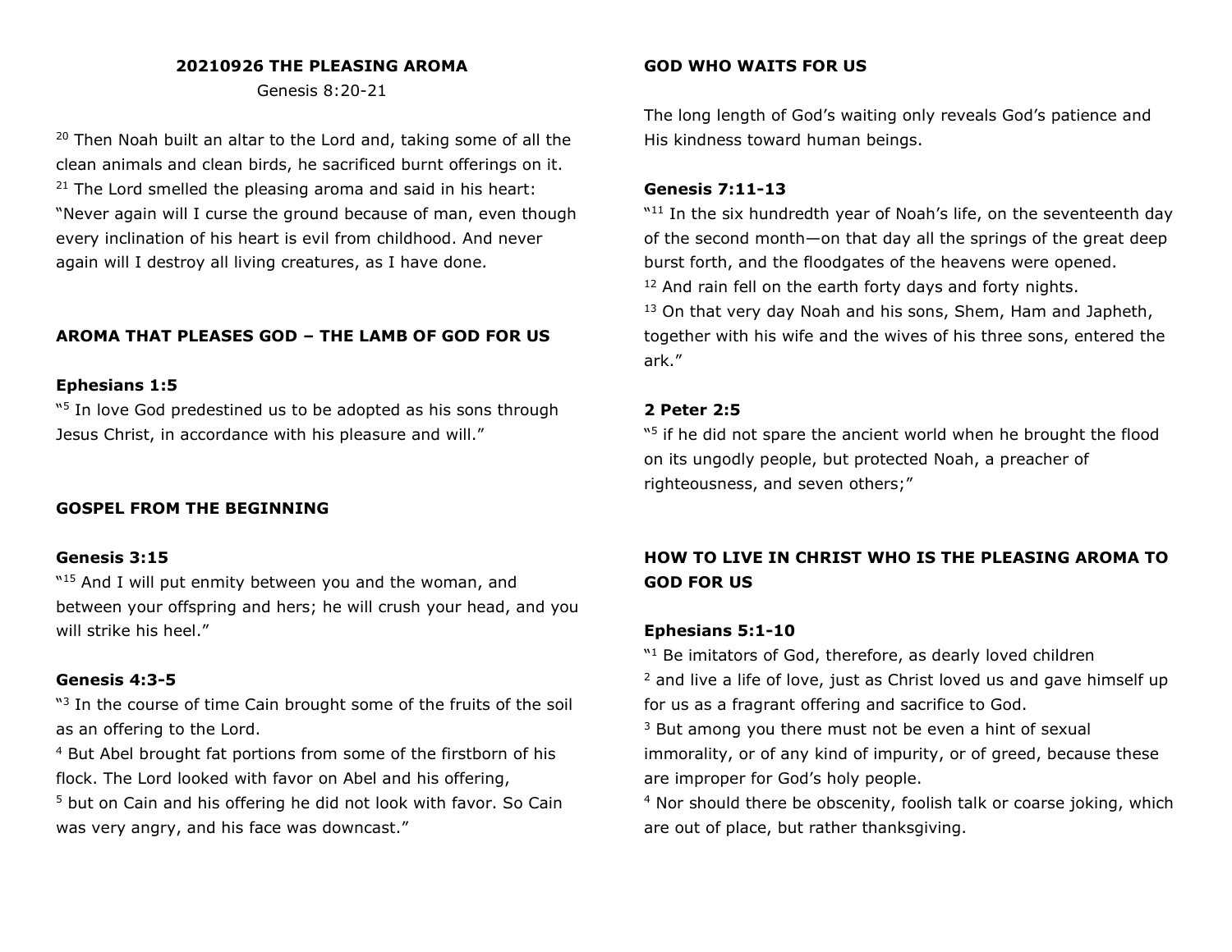## 20210926 THE PLEASING AROMA

Genesis 8:20-21

[20] Then Noah built an altar to the Lord and, taking some of all the clean animals and clean birds, he sacrificed burnt offerings on it. [21] The Lord smelled the pleasing aroma and said in his heart: "Never again will I curse the ground because of man, even though every inclination of his heart is evil from childhood. And never again will I destroy all living creatures, as I have done.

### AROMA THAT PLEASES GOD – THE LAMB OF GOD FOR US

**Ephesians 1:5**

"[5] In love God predestined us to be adopted as his sons through Jesus Christ, in accordance with his pleasure and will."

### GOSPEL FROM THE BEGINNING

**Genesis 3:15**

"[15] And I will put enmity between you and the woman, and between your offspring and hers; he will crush your head, and you will strike his heel."

**Genesis 4:3-5**

"[3] In the course of time Cain brought some of the fruits of the soil as an offering to the Lord.
[4] But Abel brought fat portions from some of the firstborn of his flock. The Lord looked with favor on Abel and his offering,
[5] but on Cain and his offering he did not look with favor. So Cain was very angry, and his face was downcast."

### GOD WHO WAITS FOR US

The long length of God's waiting only reveals God's patience and His kindness toward human beings.

**Genesis 7:11-13**

"[11] In the six hundredth year of Noah's life, on the seventeenth day of the second month—on that day all the springs of the great deep burst forth, and the floodgates of the heavens were opened.
[12] And rain fell on the earth forty days and forty nights.
[13] On that very day Noah and his sons, Shem, Ham and Japheth, together with his wife and the wives of his three sons, entered the ark."

**2 Peter 2:5**

"[5] if he did not spare the ancient world when he brought the flood on its ungodly people, but protected Noah, a preacher of righteousness, and seven others;"

### HOW TO LIVE IN CHRIST WHO IS THE PLEASING AROMA TO GOD FOR US

**Ephesians 5:1-10**

"[1] Be imitators of God, therefore, as dearly loved children
[2] and live a life of love, just as Christ loved us and gave himself up for us as a fragrant offering and sacrifice to God.
[3] But among you there must not be even a hint of sexual immorality, or of any kind of impurity, or of greed, because these are improper for God's holy people.
[4] Nor should there be obscenity, foolish talk or coarse joking, which are out of place, but rather thanksgiving.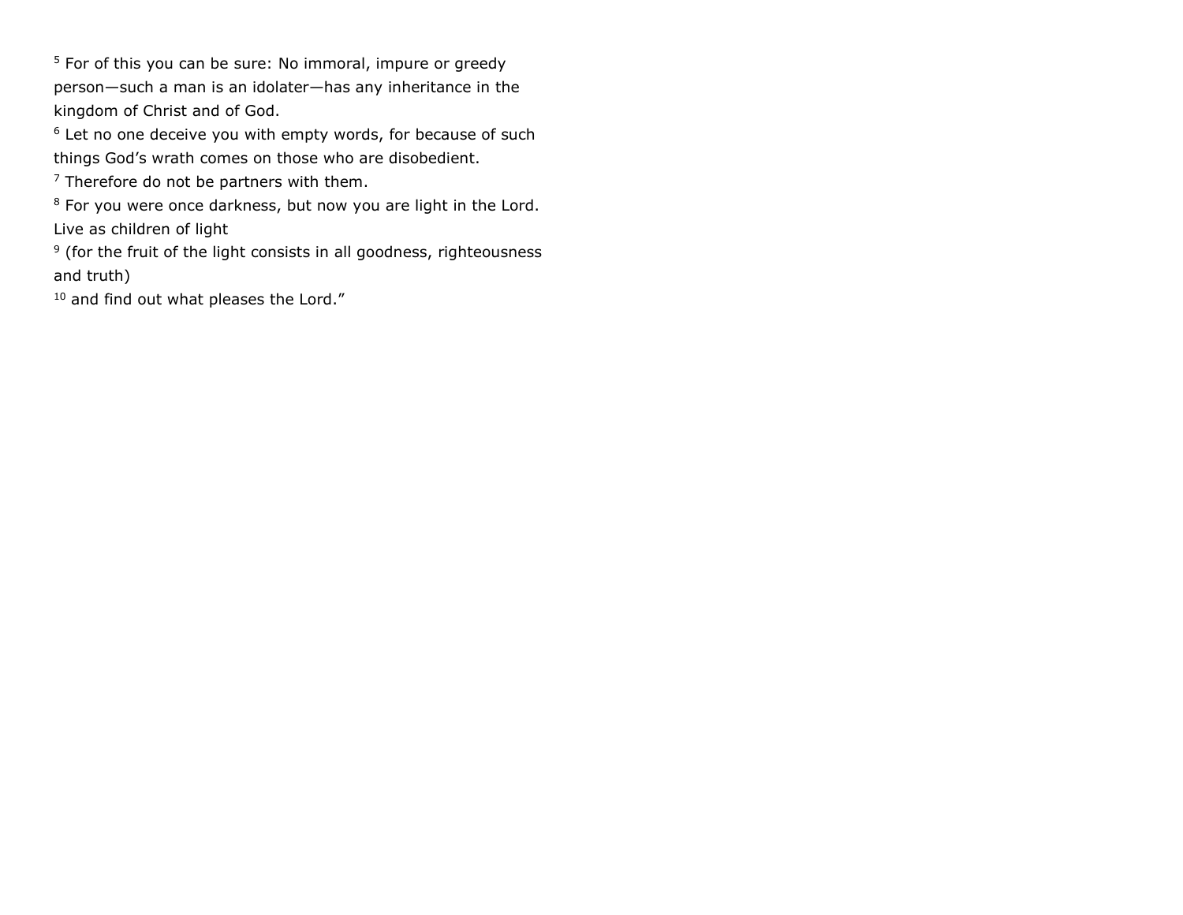[5] For of this you can be sure: No immoral, impure or greedy person—such a man is an idolater—has any inheritance in the kingdom of Christ and of God.
[6] Let no one deceive you with empty words, for because of such things God's wrath comes on those who are disobedient.
[7] Therefore do not be partners with them.
[8] For you were once darkness, but now you are light in the Lord. Live as children of light
[9] (for the fruit of the light consists in all goodness, righteousness and truth)
[10] and find out what pleases the Lord."